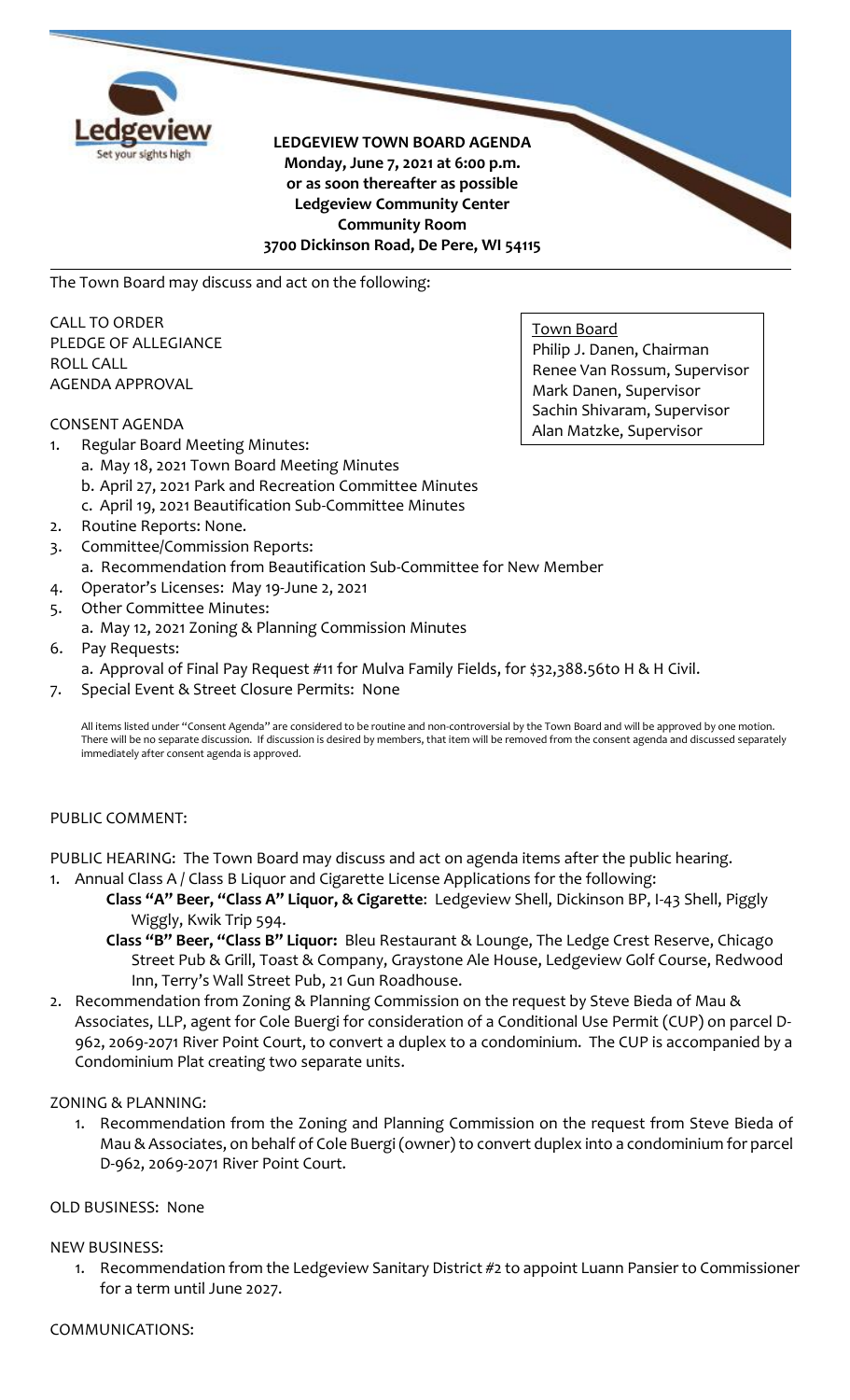**LEDGEVIEW TOWN BOARD AGENDA**
**Monday, June 7, 2021 at 6:00 p.m.**
**or as soon thereafter as possible**
**Ledgeview Community Center**
**Community Room**
**3700 Dickinson Road, De Pere, WI 54115**

The Town Board may discuss and act on the following:

CALL TO ORDER
PLEDGE OF ALLEGIANCE
ROLL CALL
AGENDA APPROVAL

Town Board
Philip J. Danen, Chairman
Renee Van Rossum, Supervisor
Mark Danen, Supervisor
Sachin Shivaram, Supervisor
Alan Matzke, Supervisor

CONSENT AGENDA

1. Regular Board Meeting Minutes:
   a. May 18, 2021 Town Board Meeting Minutes
   b. April 27, 2021 Park and Recreation Committee Minutes
   c. April 19, 2021 Beautification Sub-Committee Minutes
2. Routine Reports: None.
3. Committee/Commission Reports:
   a. Recommendation from Beautification Sub-Committee for New Member
4. Operator's Licenses: May 19-June 2, 2021
5. Other Committee Minutes:
   a. May 12, 2021 Zoning & Planning Commission Minutes
6. Pay Requests:
   a. Approval of Final Pay Request #11 for Mulva Family Fields, for $32,388.56to H & H Civil.
7. Special Event & Street Closure Permits: None

All items listed under "Consent Agenda" are considered to be routine and non-controversial by the Town Board and will be approved by one motion. There will be no separate discussion. If discussion is desired by members, that item will be removed from the consent agenda and discussed separately immediately after consent agenda is approved.

PUBLIC COMMENT:

PUBLIC HEARING: The Town Board may discuss and act on agenda items after the public hearing.

1. Annual Class A / Class B Liquor and Cigarette License Applications for the following:
   **Class "A" Beer, "Class A" Liquor, & Cigarette**: Ledgeview Shell, Dickinson BP, I-43 Shell, Piggly Wiggly, Kwik Trip 594.
   **Class "B" Beer, "Class B" Liquor:** Bleu Restaurant & Lounge, The Ledge Crest Reserve, Chicago Street Pub & Grill, Toast & Company, Graystone Ale House, Ledgeview Golf Course, Redwood Inn, Terry's Wall Street Pub, 21 Gun Roadhouse.
2. Recommendation from Zoning & Planning Commission on the request by Steve Bieda of Mau & Associates, LLP, agent for Cole Buergi for consideration of a Conditional Use Permit (CUP) on parcel D-962, 2069-2071 River Point Court, to convert a duplex to a condominium. The CUP is accompanied by a Condominium Plat creating two separate units.

ZONING & PLANNING:

1. Recommendation from the Zoning and Planning Commission on the request from Steve Bieda of Mau & Associates, on behalf of Cole Buergi (owner) to convert duplex into a condominium for parcel D-962, 2069-2071 River Point Court.

OLD BUSINESS: None

NEW BUSINESS:

1. Recommendation from the Ledgeview Sanitary District #2 to appoint Luann Pansier to Commissioner for a term until June 2027.

COMMUNICATIONS: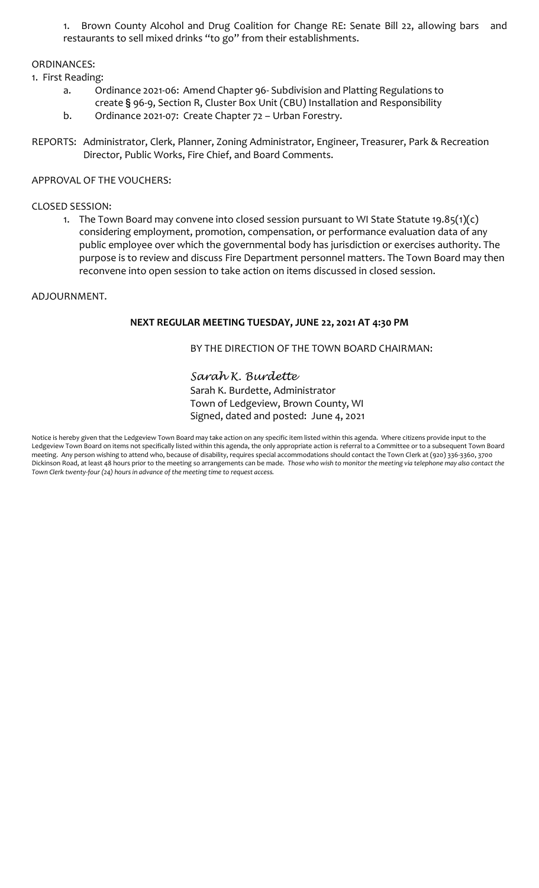1. Brown County Alcohol and Drug Coalition for Change RE: Senate Bill 22, allowing bars and restaurants to sell mixed drinks "to go" from their establishments.

ORDINANCES:

1. First Reading:
   a. Ordinance 2021-06: Amend Chapter 96- Subdivision and Platting Regulations to create § 96-9, Section R, Cluster Box Unit (CBU) Installation and Responsibility
   b. Ordinance 2021-07: Create Chapter 72 – Urban Forestry.

REPORTS: Administrator, Clerk, Planner, Zoning Administrator, Engineer, Treasurer, Park & Recreation Director, Public Works, Fire Chief, and Board Comments.

APPROVAL OF THE VOUCHERS:

CLOSED SESSION:

1. The Town Board may convene into closed session pursuant to WI State Statute 19.85(1)(c) considering employment, promotion, compensation, or performance evaluation data of any public employee over which the governmental body has jurisdiction or exercises authority. The purpose is to review and discuss Fire Department personnel matters. The Town Board may then reconvene into open session to take action on items discussed in closed session.

ADJOURNMENT.

**NEXT REGULAR MEETING TUESDAY, JUNE 22, 2021 AT 4:30 PM**

BY THE DIRECTION OF THE TOWN BOARD CHAIRMAN:

*Sarah K. Burdette*
Sarah K. Burdette, Administrator
Town of Ledgeview, Brown County, WI
Signed, dated and posted: June 4, 2021

Notice is hereby given that the Ledgeview Town Board may take action on any specific item listed within this agenda. Where citizens provide input to the Ledgeview Town Board on items not specifically listed within this agenda, the only appropriate action is referral to a Committee or to a subsequent Town Board meeting. Any person wishing to attend who, because of disability, requires special accommodations should contact the Town Clerk at (920) 336-3360, 3700 Dickinson Road, at least 48 hours prior to the meeting so arrangements can be made. *Those who wish to monitor the meeting via telephone may also contact the Town Clerk twenty-four (24) hours in advance of the meeting time to request access.*